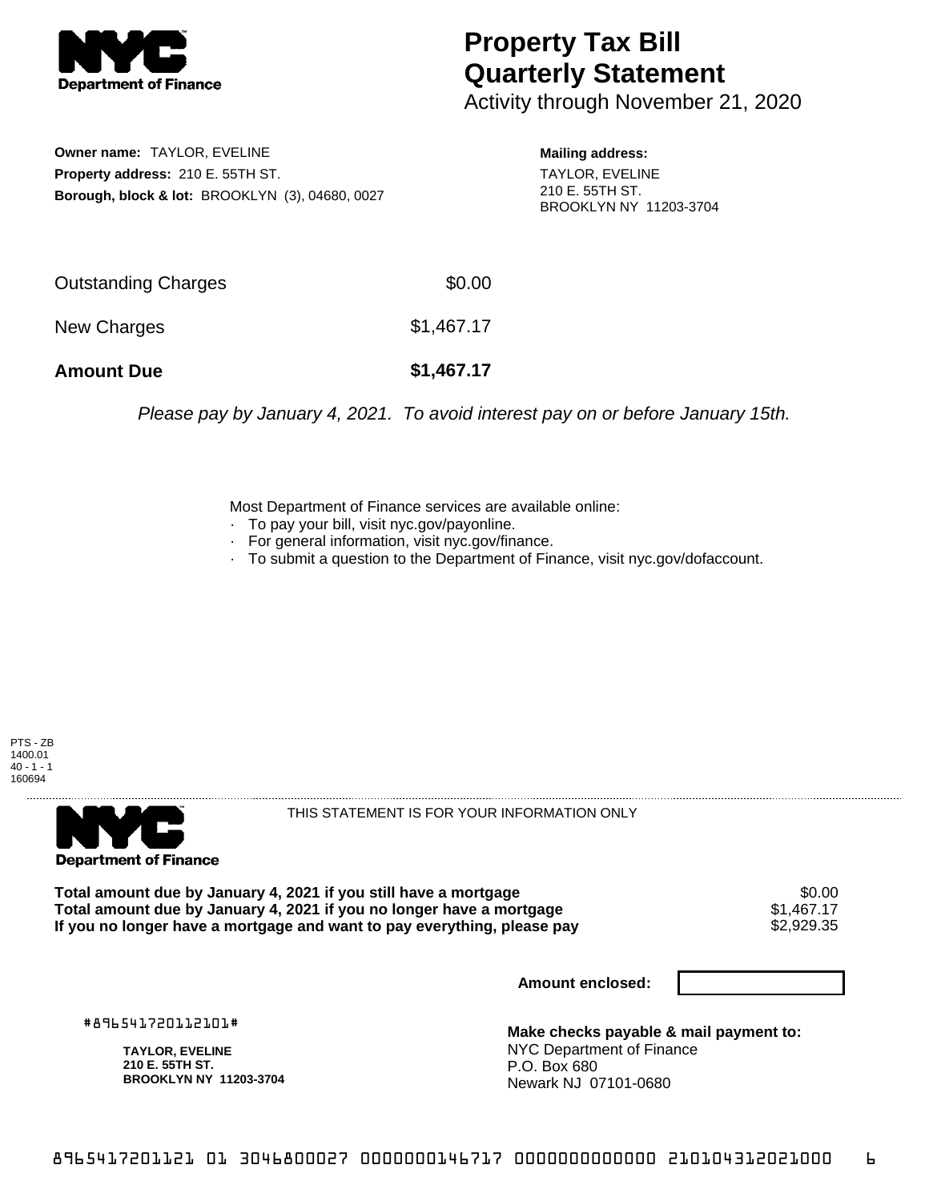# Property Tax Bill Quarterly Statement

Activity through November 21, 2020

**Owner name:** TAYLOR, EVELINE
**Property address:** 210 E. 55TH ST.
**Borough, block & lot:** BROOKLYN (3), 04680, 0027

**Mailing address:**
TAYLOR, EVELINE
210 E. 55TH ST.
BROOKLYN NY 11203-3704

| | |
|---|---|
| Outstanding Charges | $0.00 |
| New Charges | $1,467.17 |
| **Amount Due** | **$1,467.17** |

*Please pay by January 4, 2021. To avoid interest pay on or before January 15th.*

Most Department of Finance services are available online:
- To pay your bill, visit nyc.gov/payonline.
- For general information, visit nyc.gov/finance.
- To submit a question to the Department of Finance, visit nyc.gov/dofaccount.

PTS - ZB
1400.01
40 - 1 - 1
160694

THIS STATEMENT IS FOR YOUR INFORMATION ONLY

| | |
|---|---|
| **Total amount due by January 4, 2021 if you still have a mortgage** | $0.00 |
| **Total amount due by January 4, 2021 if you no longer have a mortgage** | $1,467.17 |
| **If you no longer have a mortgage and want to pay everything, please pay** | $2,929.35 |

**Amount enclosed:**

#896541720112101#

**TAYLOR, EVELINE**
**210 E. 55TH ST.**
**BROOKLYN NY 11203-3704**

**Make checks payable & mail payment to:**
NYC Department of Finance
P.O. Box 680
Newark NJ 07101-0680

8965417201121 01 3046800027 0000000146717 0000000000000 210104312021000 6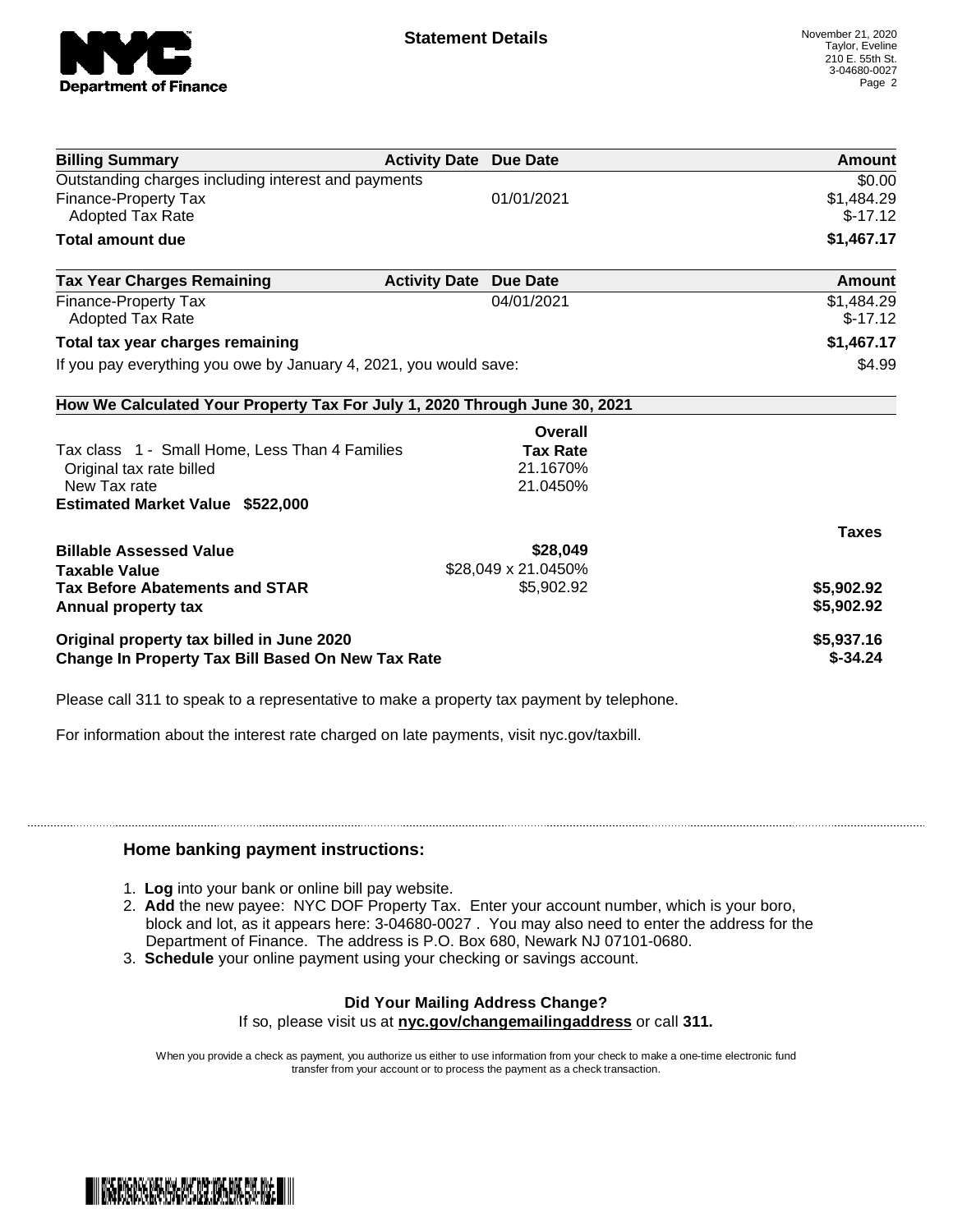## Statement Details

November 21, 2020
Taylor, Eveline
210 E. 55th St.
3-04680-0027

| Billing Summary | Activity Date | Due Date | Amount |
| --- | --- | --- | --- |
| Outstanding charges including interest and payments | | | $0.00 |
| Finance-Property Tax | | 01/01/2021 | $1,484.29 |
| Adopted Tax Rate | | | $-17.12 |
| **Total amount due** | | | **$1,467.17** |

| Tax Year Charges Remaining | Activity Date | Due Date | Amount |
| --- | --- | --- | --- |
| Finance-Property Tax | | 04/01/2021 | $1,484.29 |
| Adopted Tax Rate | | | $-17.12 |
| **Total tax year charges remaining** | | | **$1,467.17** |
| If you pay everything you owe by January 4, 2021, you would save: | | | $4.99 |

### How We Calculated Your Property Tax For July 1, 2020 Through June 30, 2021

| | Overall Tax Rate | Taxes |
| --- | --- | --- |
| Tax class 1 - Small Home, Less Than 4 Families | | |
| Original tax rate billed | 21.1670% | |
| New Tax rate | 21.0450% | |
| **Estimated Market Value $522,000** | | |
| **Billable Assessed Value** | $28,049 | |
| **Taxable Value** | $28,049 x 21.0450% | |
| **Tax Before Abatements and STAR** | $5,902.92 | $5,902.92 |
| **Annual property tax** | | $5,902.92 |
| **Original property tax billed in June 2020** | | $5,937.16 |
| **Change In Property Tax Bill Based On New Tax Rate** | | $-34.24 |

Please call 311 to speak to a representative to make a property tax payment by telephone.

For information about the interest rate charged on late payments, visit nyc.gov/taxbill.

### Home banking payment instructions:

1. **Log** into your bank or online bill pay website.
2. **Add** the new payee: NYC DOF Property Tax. Enter your account number, which is your boro, block and lot, as it appears here: 3-04680-0027 . You may also need to enter the address for the Department of Finance. The address is P.O. Box 680, Newark NJ 07101-0680.
3. **Schedule** your online payment using your checking or savings account.

**Did Your Mailing Address Change?**
If so, please visit us at **nyc.gov/changemailingaddress** or call **311.**

When you provide a check as payment, you authorize us either to use information from your check to make a one-time electronic fund transfer from your account or to process the payment as a check transaction.